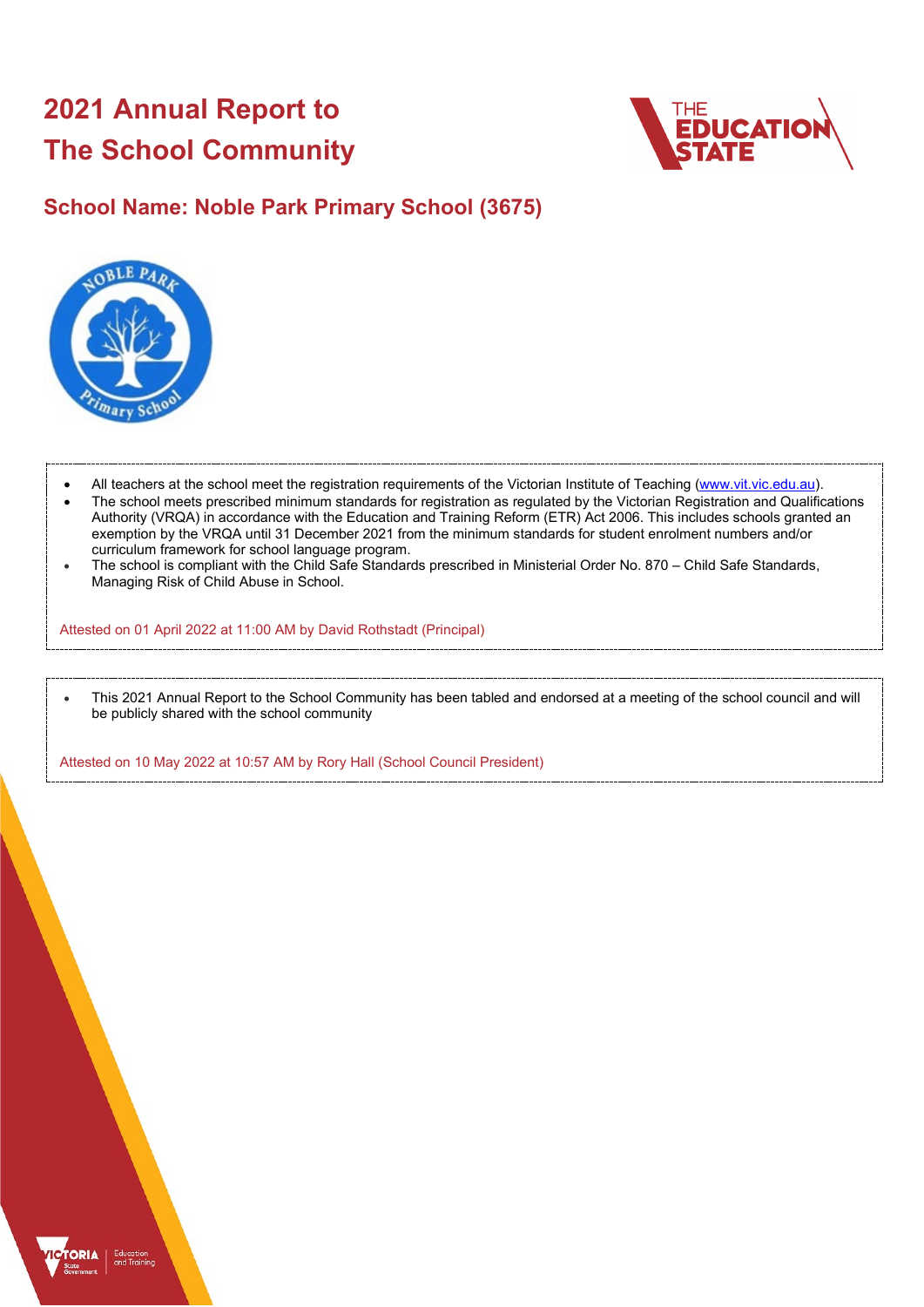# 2021 Annual Report to The School Community

## School Name: Noble Park Primary School (3675)

- All teachers at the school meet the registration requirements of the Victorian Institute of Teaching (www.vit.vic.edu.au).
- The school meets prescribed minimum standards for registration as regulated by the Victorian Registration and Qualifications Authority (VRQA) in accordance with the Education and Training Reform (ETR) Act 2006. This includes schools granted an exemption by the VRQA until 31 December 2021 from the minimum standards for student enrolment numbers and/or curriculum framework for school language program.
- The school is compliant with the Child Safe Standards prescribed in Ministerial Order No. 870 – Child Safe Standards, Managing Risk of Child Abuse in School.

Attested on 01 April 2022 at 11:00 AM by David Rothstadt (Principal)

- This 2021 Annual Report to the School Community has been tabled and endorsed at a meeting of the school council and will be publicly shared with the school community

Attested on 10 May 2022 at 10:57 AM by Rory Hall (School Council President)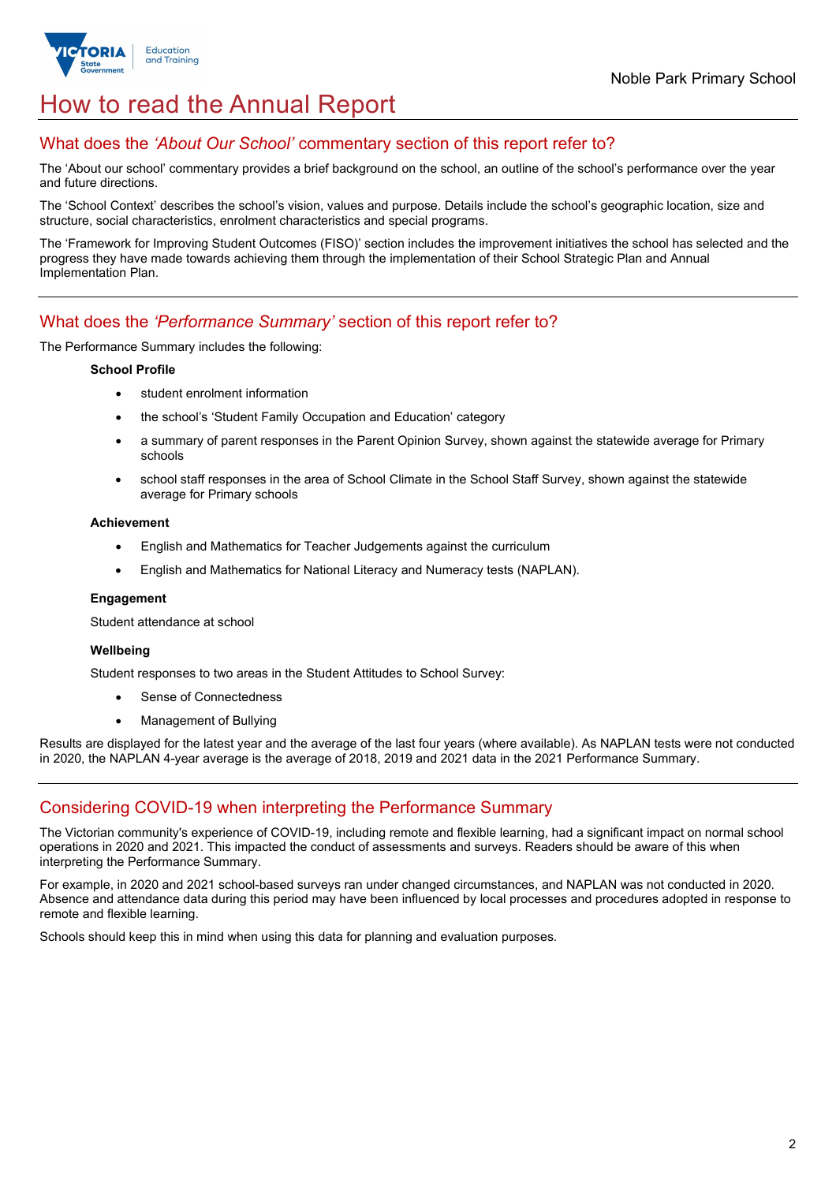# How to read the Annual Report

## What does the *'About Our School'* commentary section of this report refer to?

The 'About our school' commentary provides a brief background on the school, an outline of the school's performance over the year and future directions.

The 'School Context' describes the school's vision, values and purpose. Details include the school's geographic location, size and structure, social characteristics, enrolment characteristics and special programs.

The 'Framework for Improving Student Outcomes (FISO)' section includes the improvement initiatives the school has selected and the progress they have made towards achieving them through the implementation of their School Strategic Plan and Annual Implementation Plan.

## What does the *'Performance Summary'* section of this report refer to?

The Performance Summary includes the following:

**School Profile**

- student enrolment information
- the school's 'Student Family Occupation and Education' category
- a summary of parent responses in the Parent Opinion Survey, shown against the statewide average for Primary schools
- school staff responses in the area of School Climate in the School Staff Survey, shown against the statewide average for Primary schools

**Achievement**

- English and Mathematics for Teacher Judgements against the curriculum
- English and Mathematics for National Literacy and Numeracy tests (NAPLAN).

**Engagement**

Student attendance at school

**Wellbeing**

Student responses to two areas in the Student Attitudes to School Survey:

- Sense of Connectedness
- Management of Bullying

Results are displayed for the latest year and the average of the last four years (where available). As NAPLAN tests were not conducted in 2020, the NAPLAN 4-year average is the average of 2018, 2019 and 2021 data in the 2021 Performance Summary.

## Considering COVID-19 when interpreting the Performance Summary

The Victorian community's experience of COVID-19, including remote and flexible learning, had a significant impact on normal school operations in 2020 and 2021. This impacted the conduct of assessments and surveys. Readers should be aware of this when interpreting the Performance Summary.

For example, in 2020 and 2021 school-based surveys ran under changed circumstances, and NAPLAN was not conducted in 2020. Absence and attendance data during this period may have been influenced by local processes and procedures adopted in response to remote and flexible learning.

Schools should keep this in mind when using this data for planning and evaluation purposes.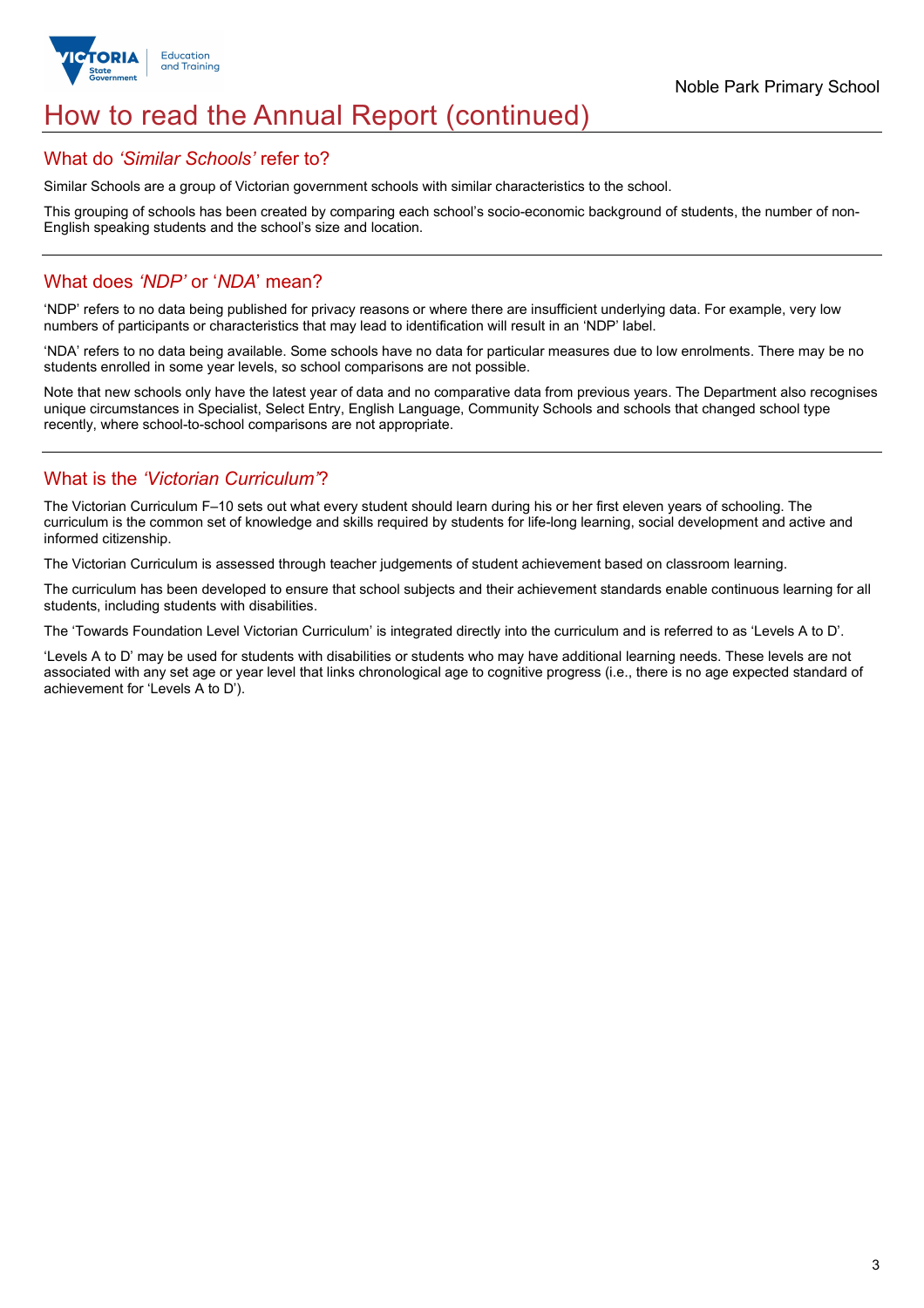# How to read the Annual Report (continued)

## What do *'Similar Schools'* refer to?

Similar Schools are a group of Victorian government schools with similar characteristics to the school.

This grouping of schools has been created by comparing each school's socio-economic background of students, the number of non-English speaking students and the school's size and location.

## What does *'NDP'* or '*NDA*' mean?

'NDP' refers to no data being published for privacy reasons or where there are insufficient underlying data. For example, very low numbers of participants or characteristics that may lead to identification will result in an 'NDP' label.

'NDA' refers to no data being available. Some schools have no data for particular measures due to low enrolments. There may be no students enrolled in some year levels, so school comparisons are not possible.

Note that new schools only have the latest year of data and no comparative data from previous years. The Department also recognises unique circumstances in Specialist, Select Entry, English Language, Community Schools and schools that changed school type recently, where school-to-school comparisons are not appropriate.

## What is the *'Victorian Curriculum'*?

The Victorian Curriculum F–10 sets out what every student should learn during his or her first eleven years of schooling. The curriculum is the common set of knowledge and skills required by students for life-long learning, social development and active and informed citizenship.

The Victorian Curriculum is assessed through teacher judgements of student achievement based on classroom learning.

The curriculum has been developed to ensure that school subjects and their achievement standards enable continuous learning for all students, including students with disabilities.

The 'Towards Foundation Level Victorian Curriculum' is integrated directly into the curriculum and is referred to as 'Levels A to D'.

'Levels A to D' may be used for students with disabilities or students who may have additional learning needs. These levels are not associated with any set age or year level that links chronological age to cognitive progress (i.e., there is no age expected standard of achievement for 'Levels A to D').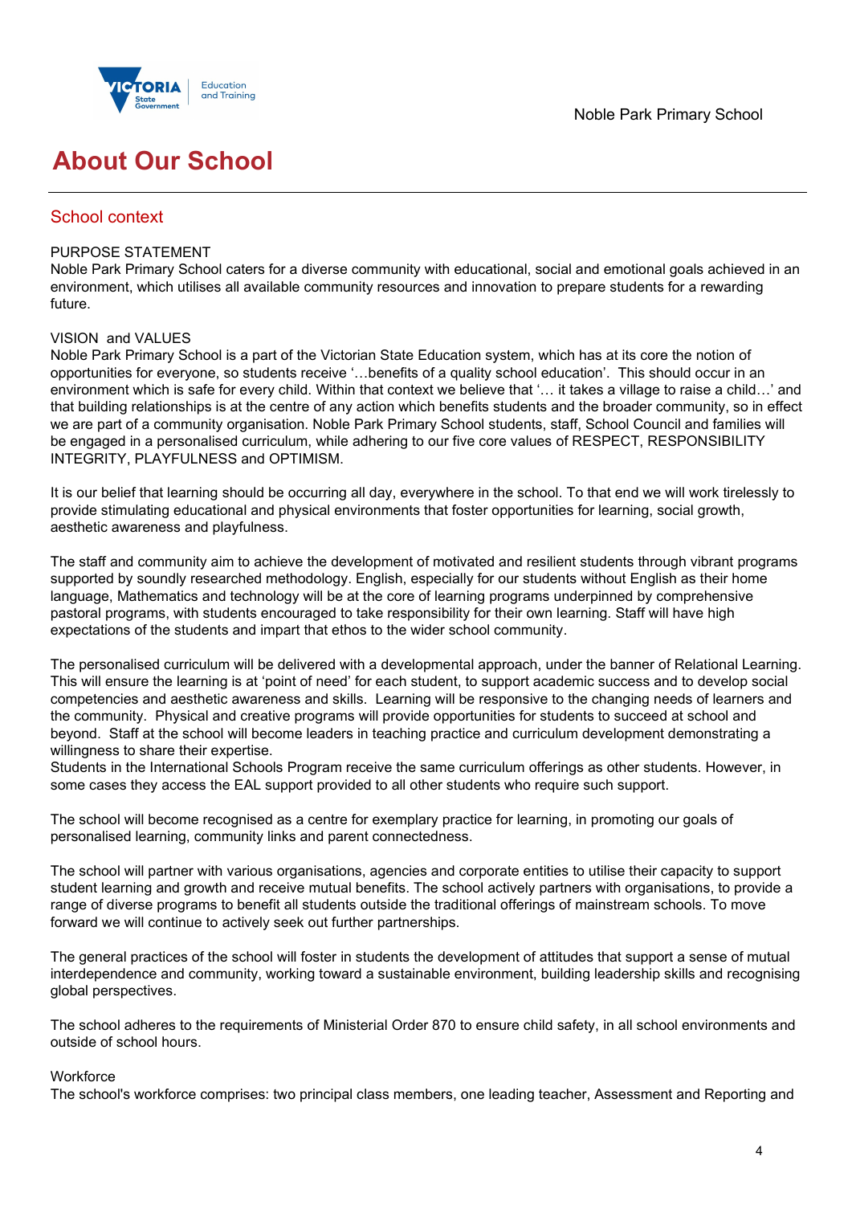# About Our School

## School context

PURPOSE STATEMENT
Noble Park Primary School caters for a diverse community with educational, social and emotional goals achieved in an environment, which utilises all available community resources and innovation to prepare students for a rewarding future.

VISION and VALUES
Noble Park Primary School is a part of the Victorian State Education system, which has at its core the notion of opportunities for everyone, so students receive '…benefits of a quality school education'. This should occur in an environment which is safe for every child. Within that context we believe that '… it takes a village to raise a child…' and that building relationships is at the centre of any action which benefits students and the broader community, so in effect we are part of a community organisation. Noble Park Primary School students, staff, School Council and families will be engaged in a personalised curriculum, while adhering to our five core values of RESPECT, RESPONSIBILITY INTEGRITY, PLAYFULNESS and OPTIMISM.

It is our belief that learning should be occurring all day, everywhere in the school. To that end we will work tirelessly to provide stimulating educational and physical environments that foster opportunities for learning, social growth, aesthetic awareness and playfulness.

The staff and community aim to achieve the development of motivated and resilient students through vibrant programs supported by soundly researched methodology. English, especially for our students without English as their home language, Mathematics and technology will be at the core of learning programs underpinned by comprehensive pastoral programs, with students encouraged to take responsibility for their own learning. Staff will have high expectations of the students and impart that ethos to the wider school community.

The personalised curriculum will be delivered with a developmental approach, under the banner of Relational Learning. This will ensure the learning is at 'point of need' for each student, to support academic success and to develop social competencies and aesthetic awareness and skills. Learning will be responsive to the changing needs of learners and the community. Physical and creative programs will provide opportunities for students to succeed at school and beyond. Staff at the school will become leaders in teaching practice and curriculum development demonstrating a willingness to share their expertise.
Students in the International Schools Program receive the same curriculum offerings as other students. However, in some cases they access the EAL support provided to all other students who require such support.

The school will become recognised as a centre for exemplary practice for learning, in promoting our goals of personalised learning, community links and parent connectedness.

The school will partner with various organisations, agencies and corporate entities to utilise their capacity to support student learning and growth and receive mutual benefits. The school actively partners with organisations, to provide a range of diverse programs to benefit all students outside the traditional offerings of mainstream schools. To move forward we will continue to actively seek out further partnerships.

The general practices of the school will foster in students the development of attitudes that support a sense of mutual interdependence and community, working toward a sustainable environment, building leadership skills and recognising global perspectives.

The school adheres to the requirements of Ministerial Order 870 to ensure child safety, in all school environments and outside of school hours.

Workforce
The school's workforce comprises: two principal class members, one leading teacher, Assessment and Reporting and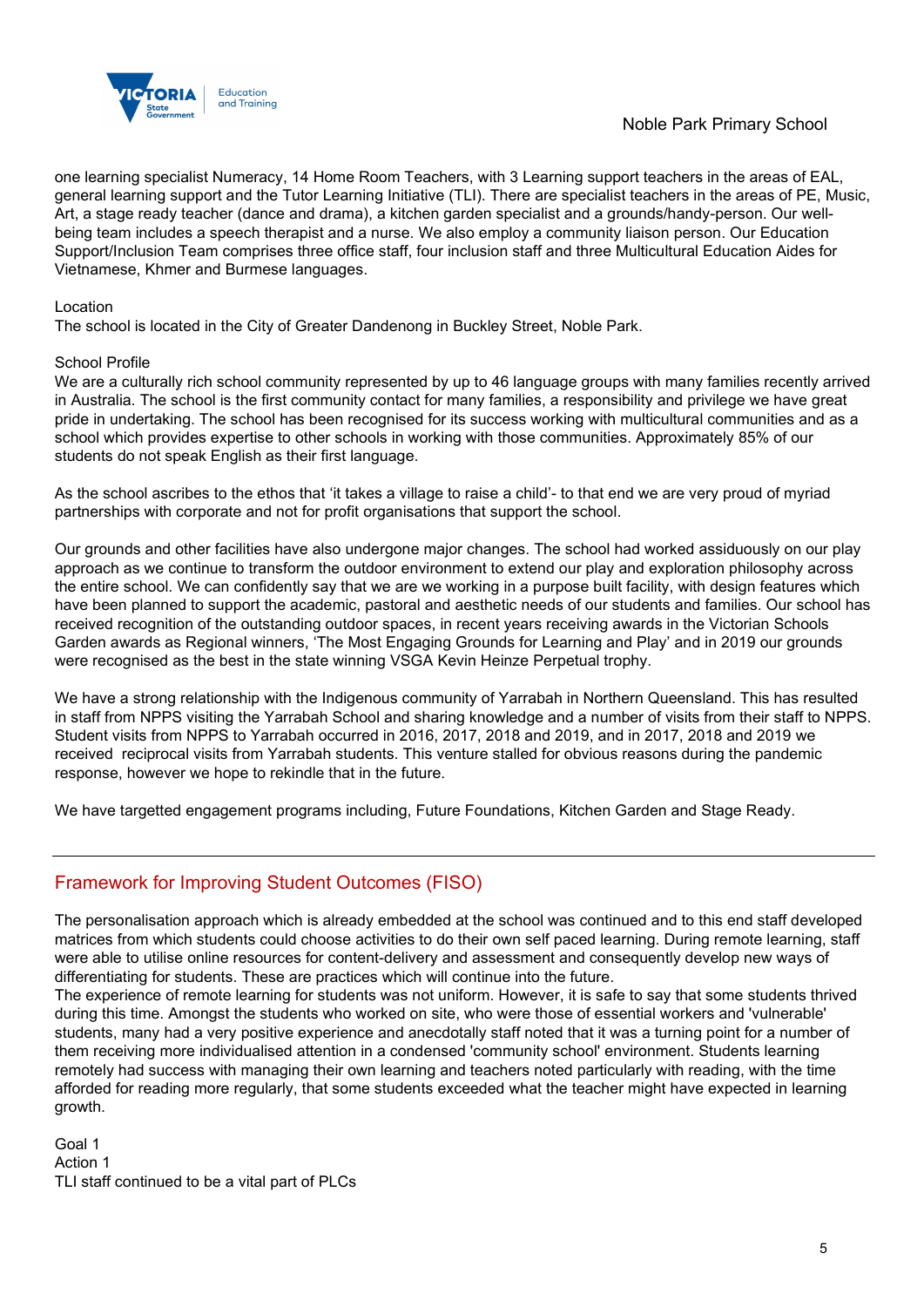one learning specialist Numeracy, 14 Home Room Teachers, with 3 Learning support teachers in the areas of EAL, general learning support and the Tutor Learning Initiative (TLI). There are specialist teachers in the areas of PE, Music, Art, a stage ready teacher (dance and drama), a kitchen garden specialist and a grounds/handy-person. Our well-being team includes a speech therapist and a nurse. We also employ a community liaison person. Our Education Support/Inclusion Team comprises three office staff, four inclusion staff and three Multicultural Education Aides for Vietnamese, Khmer and Burmese languages.

Location
The school is located in the City of Greater Dandenong in Buckley Street, Noble Park.

School Profile
We are a culturally rich school community represented by up to 46 language groups with many families recently arrived in Australia. The school is the first community contact for many families, a responsibility and privilege we have great pride in undertaking. The school has been recognised for its success working with multicultural communities and as a school which provides expertise to other schools in working with those communities. Approximately 85% of our students do not speak English as their first language.

As the school ascribes to the ethos that 'it takes a village to raise a child'- to that end we are very proud of myriad partnerships with corporate and not for profit organisations that support the school.

Our grounds and other facilities have also undergone major changes. The school had worked assiduously on our play approach as we continue to transform the outdoor environment to extend our play and exploration philosophy across the entire school. We can confidently say that we are we working in a purpose built facility, with design features which have been planned to support the academic, pastoral and aesthetic needs of our students and families. Our school has received recognition of the outstanding outdoor spaces, in recent years receiving awards in the Victorian Schools Garden awards as Regional winners, 'The Most Engaging Grounds for Learning and Play' and in 2019 our grounds were recognised as the best in the state winning VSGA Kevin Heinze Perpetual trophy.

We have a strong relationship with the Indigenous community of Yarrabah in Northern Queensland. This has resulted in staff from NPPS visiting the Yarrabah School and sharing knowledge and a number of visits from their staff to NPPS. Student visits from NPPS to Yarrabah occurred in 2016, 2017, 2018 and 2019, and in 2017, 2018 and 2019 we received reciprocal visits from Yarrabah students. This venture stalled for obvious reasons during the pandemic response, however we hope to rekindle that in the future.

We have targetted engagement programs including, Future Foundations, Kitchen Garden and Stage Ready.

## Framework for Improving Student Outcomes (FISO)

The personalisation approach which is already embedded at the school was continued and to this end staff developed matrices from which students could choose activities to do their own self paced learning. During remote learning, staff were able to utilise online resources for content-delivery and assessment and consequently develop new ways of differentiating for students. These are practices which will continue into the future.
The experience of remote learning for students was not uniform. However, it is safe to say that some students thrived during this time. Amongst the students who worked on site, who were those of essential workers and 'vulnerable' students, many had a very positive experience and anecdotally staff noted that it was a turning point for a number of them receiving more individualised attention in a condensed 'community school' environment. Students learning remotely had success with managing their own learning and teachers noted particularly with reading, with the time afforded for reading more regularly, that some students exceeded what the teacher might have expected in learning growth.

Goal 1
Action 1
TLI staff continued to be a vital part of PLCs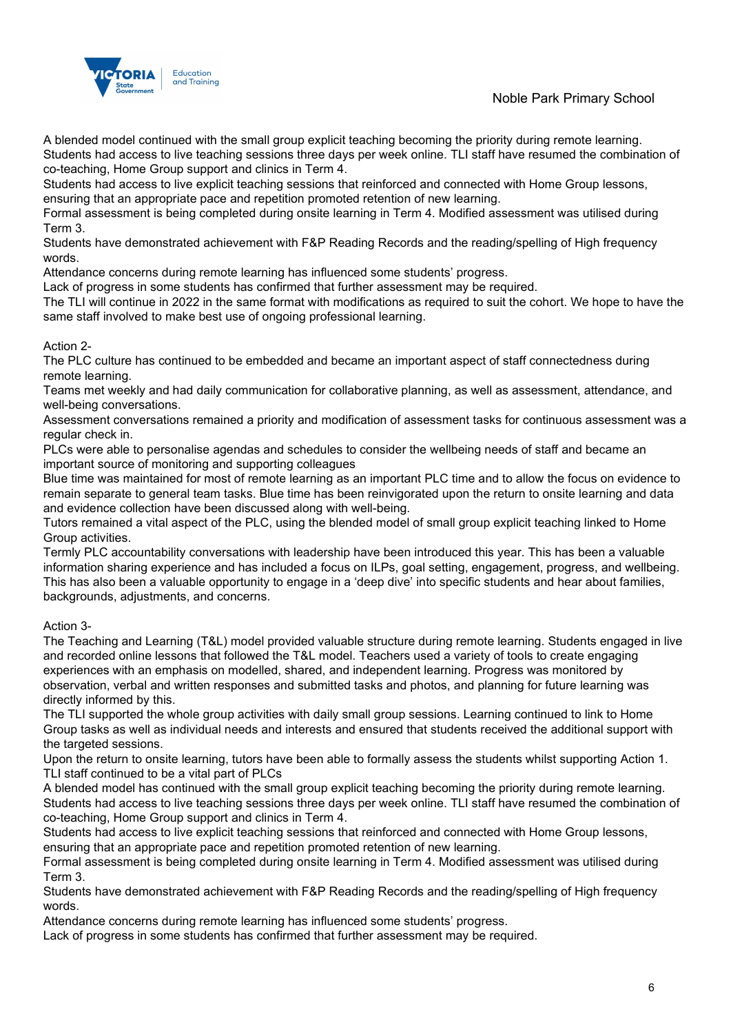A blended model continued with the small group explicit teaching becoming the priority during remote learning. Students had access to live teaching sessions three days per week online. TLI staff have resumed the combination of co-teaching, Home Group support and clinics in Term 4.
Students had access to live explicit teaching sessions that reinforced and connected with Home Group lessons, ensuring that an appropriate pace and repetition promoted retention of new learning.
Formal assessment is being completed during onsite learning in Term 4. Modified assessment was utilised during Term 3.
Students have demonstrated achievement with F&P Reading Records and the reading/spelling of High frequency words.
Attendance concerns during remote learning has influenced some students' progress.
Lack of progress in some students has confirmed that further assessment may be required.
The TLI will continue in 2022 in the same format with modifications as required to suit the cohort. We hope to have the same staff involved to make best use of ongoing professional learning.

Action 2-
The PLC culture has continued to be embedded and became an important aspect of staff connectedness during remote learning.
Teams met weekly and had daily communication for collaborative planning, as well as assessment, attendance, and well-being conversations.
Assessment conversations remained a priority and modification of assessment tasks for continuous assessment was a regular check in.
PLCs were able to personalise agendas and schedules to consider the wellbeing needs of staff and became an important source of monitoring and supporting colleagues
Blue time was maintained for most of remote learning as an important PLC time and to allow the focus on evidence to remain separate to general team tasks. Blue time has been reinvigorated upon the return to onsite learning and data and evidence collection have been discussed along with well-being.
Tutors remained a vital aspect of the PLC, using the blended model of small group explicit teaching linked to Home Group activities.
Termly PLC accountability conversations with leadership have been introduced this year. This has been a valuable information sharing experience and has included a focus on ILPs, goal setting, engagement, progress, and wellbeing. This has also been a valuable opportunity to engage in a 'deep dive' into specific students and hear about families, backgrounds, adjustments, and concerns.

Action 3-
The Teaching and Learning (T&L) model provided valuable structure during remote learning. Students engaged in live and recorded online lessons that followed the T&L model. Teachers used a variety of tools to create engaging experiences with an emphasis on modelled, shared, and independent learning. Progress was monitored by observation, verbal and written responses and submitted tasks and photos, and planning for future learning was directly informed by this.
The TLI supported the whole group activities with daily small group sessions. Learning continued to link to Home Group tasks as well as individual needs and interests and ensured that students received the additional support with the targeted sessions.
Upon the return to onsite learning, tutors have been able to formally assess the students whilst supporting Action 1. TLI staff continued to be a vital part of PLCs
A blended model has continued with the small group explicit teaching becoming the priority during remote learning. Students had access to live teaching sessions three days per week online. TLI staff have resumed the combination of co-teaching, Home Group support and clinics in Term 4.
Students had access to live explicit teaching sessions that reinforced and connected with Home Group lessons, ensuring that an appropriate pace and repetition promoted retention of new learning.
Formal assessment is being completed during onsite learning in Term 4. Modified assessment was utilised during Term 3.
Students have demonstrated achievement with F&P Reading Records and the reading/spelling of High frequency words.
Attendance concerns during remote learning has influenced some students' progress.
Lack of progress in some students has confirmed that further assessment may be required.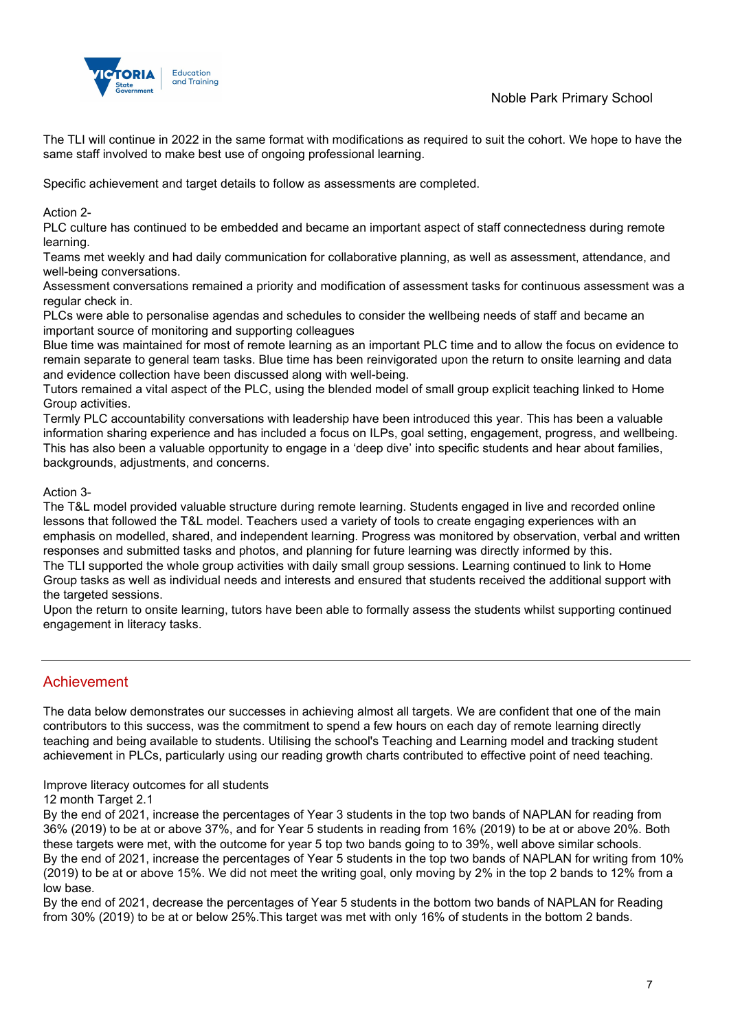The TLI will continue in 2022 in the same format with modifications as required to suit the cohort. We hope to have the same staff involved to make best use of ongoing professional learning.

Specific achievement and target details to follow as assessments are completed.

Action 2-
PLC culture has continued to be embedded and became an important aspect of staff connectedness during remote learning.
Teams met weekly and had daily communication for collaborative planning, as well as assessment, attendance, and well-being conversations.
Assessment conversations remained a priority and modification of assessment tasks for continuous assessment was a regular check in.
PLCs were able to personalise agendas and schedules to consider the wellbeing needs of staff and became an important source of monitoring and supporting colleagues
Blue time was maintained for most of remote learning as an important PLC time and to allow the focus on evidence to remain separate to general team tasks. Blue time has been reinvigorated upon the return to onsite learning and data and evidence collection have been discussed along with well-being.
Tutors remained a vital aspect of the PLC, using the blended model of small group explicit teaching linked to Home Group activities.
Termly PLC accountability conversations with leadership have been introduced this year. This has been a valuable information sharing experience and has included a focus on ILPs, goal setting, engagement, progress, and wellbeing. This has also been a valuable opportunity to engage in a 'deep dive' into specific students and hear about families, backgrounds, adjustments, and concerns.

Action 3-
The T&L model provided valuable structure during remote learning. Students engaged in live and recorded online lessons that followed the T&L model. Teachers used a variety of tools to create engaging experiences with an emphasis on modelled, shared, and independent learning. Progress was monitored by observation, verbal and written responses and submitted tasks and photos, and planning for future learning was directly informed by this.
The TLI supported the whole group activities with daily small group sessions. Learning continued to link to Home Group tasks as well as individual needs and interests and ensured that students received the additional support with the targeted sessions.
Upon the return to onsite learning, tutors have been able to formally assess the students whilst supporting continued engagement in literacy tasks.

---

## Achievement

The data below demonstrates our successes in achieving almost all targets. We are confident that one of the main contributors to this success, was the commitment to spend a few hours on each day of remote learning directly teaching and being available to students. Utilising the school's Teaching and Learning model and tracking student achievement in PLCs, particularly using our reading growth charts contributed to effective point of need teaching.

Improve literacy outcomes for all students
12 month Target 2.1
By the end of 2021, increase the percentages of Year 3 students in the top two bands of NAPLAN for reading from 36% (2019) to be at or above 37%, and for Year 5 students in reading from 16% (2019) to be at or above 20%. Both these targets were met, with the outcome for year 5 top two bands going to to 39%, well above similar schools.
By the end of 2021, increase the percentages of Year 5 students in the top two bands of NAPLAN for writing from 10% (2019) to be at or above 15%. We did not meet the writing goal, only moving by 2% in the top 2 bands to 12% from a low base.
By the end of 2021, decrease the percentages of Year 5 students in the bottom two bands of NAPLAN for Reading from 30% (2019) to be at or below 25%.This target was met with only 16% of students in the bottom 2 bands.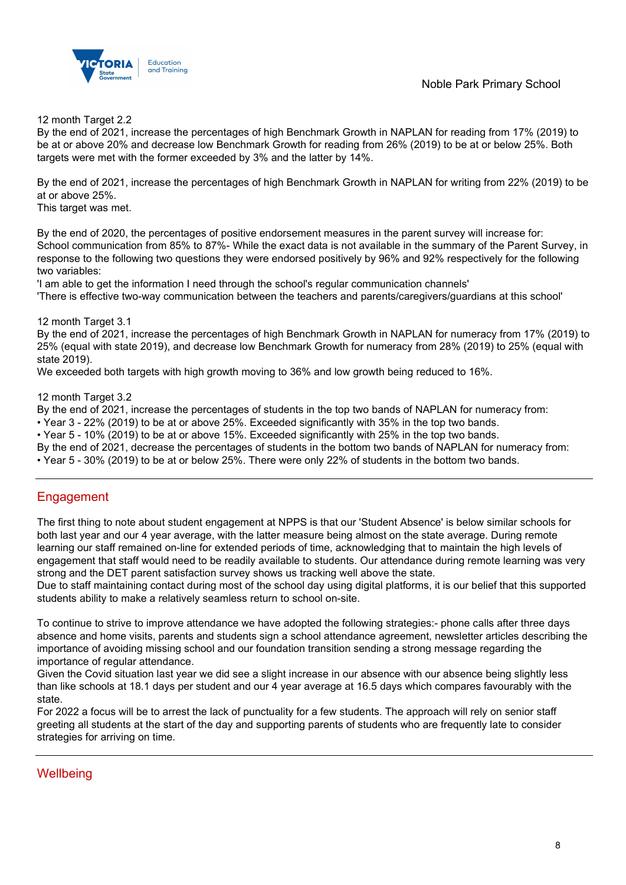12 month Target 2.2
By the end of 2021, increase the percentages of high Benchmark Growth in NAPLAN for reading from 17% (2019) to be at or above 20% and decrease low Benchmark Growth for reading from 26% (2019) to be at or below 25%. Both targets were met with the former exceeded by 3% and the latter by 14%.

By the end of 2021, increase the percentages of high Benchmark Growth in NAPLAN for writing from 22% (2019) to be at or above 25%.
This target was met.

By the end of 2020, the percentages of positive endorsement measures in the parent survey will increase for:
School communication from 85% to 87%- While the exact data is not available in the summary of the Parent Survey, in response to the following two questions they were endorsed positively by 96% and 92% respectively for the following two variables:
'I am able to get the information I need through the school's regular communication channels'
'There is effective two-way communication between the teachers and parents/caregivers/guardians at this school'

12 month Target 3.1
By the end of 2021, increase the percentages of high Benchmark Growth in NAPLAN for numeracy from 17% (2019) to 25% (equal with state 2019), and decrease low Benchmark Growth for numeracy from 28% (2019) to 25% (equal with state 2019).
We exceeded both targets with high growth moving to 36% and low growth being reduced to 16%.

12 month Target 3.2
By the end of 2021, increase the percentages of students in the top two bands of NAPLAN for numeracy from:
• Year 3 - 22% (2019) to be at or above 25%. Exceeded significantly with 35% in the top two bands.
• Year 5 - 10% (2019) to be at or above 15%. Exceeded significantly with 25% in the top two bands.
By the end of 2021, decrease the percentages of students in the bottom two bands of NAPLAN for numeracy from:
• Year 5 - 30% (2019) to be at or below 25%. There were only 22% of students in the bottom two bands.

## Engagement

The first thing to note about student engagement at NPPS is that our 'Student Absence' is below similar schools for both last year and our 4 year average, with the latter measure being almost on the state average. During remote learning our staff remained on-line for extended periods of time, acknowledging that to maintain the high levels of engagement that staff would need to be readily available to students. Our attendance during remote learning was very strong and the DET parent satisfaction survey shows us tracking well above the state.
Due to staff maintaining contact during most of the school day using digital platforms, it is our belief that this supported students ability to make a relatively seamless return to school on-site.

To continue to strive to improve attendance we have adopted the following strategies:- phone calls after three days absence and home visits, parents and students sign a school attendance agreement, newsletter articles describing the importance of avoiding missing school and our foundation transition sending a strong message regarding the importance of regular attendance.
Given the Covid situation last year we did see a slight increase in our absence with our absence being slightly less than like schools at 18.1 days per student and our 4 year average at 16.5 days which compares favourably with the state.
For 2022 a focus will be to arrest the lack of punctuality for a few students. The approach will rely on senior staff greeting all students at the start of the day and supporting parents of students who are frequently late to consider strategies for arriving on time.

## Wellbeing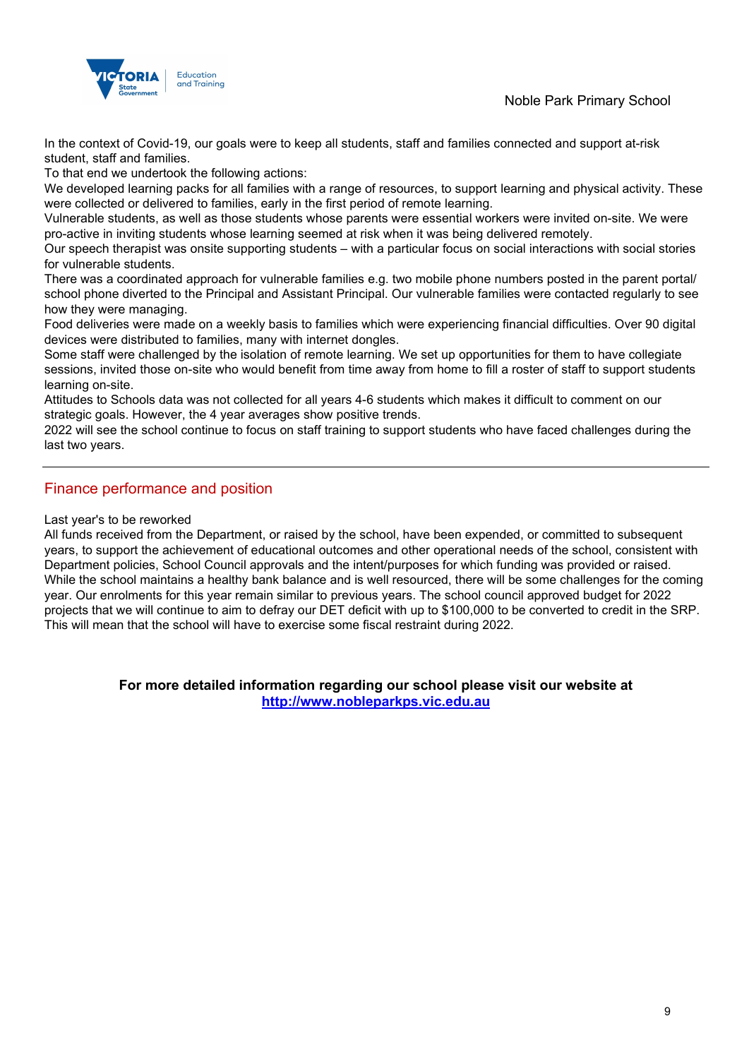In the context of Covid-19, our goals were to keep all students, staff and families connected and support at-risk student, staff and families.

To that end we undertook the following actions:

We developed learning packs for all families with a range of resources, to support learning and physical activity. These were collected or delivered to families, early in the first period of remote learning.

Vulnerable students, as well as those students whose parents were essential workers were invited on-site. We were pro-active in inviting students whose learning seemed at risk when it was being delivered remotely.

Our speech therapist was onsite supporting students – with a particular focus on social interactions with social stories for vulnerable students.

There was a coordinated approach for vulnerable families e.g. two mobile phone numbers posted in the parent portal/ school phone diverted to the Principal and Assistant Principal. Our vulnerable families were contacted regularly to see how they were managing.

Food deliveries were made on a weekly basis to families which were experiencing financial difficulties. Over 90 digital devices were distributed to families, many with internet dongles.

Some staff were challenged by the isolation of remote learning. We set up opportunities for them to have collegiate sessions, invited those on-site who would benefit from time away from home to fill a roster of staff to support students learning on-site.

Attitudes to Schools data was not collected for all years 4-6 students which makes it difficult to comment on our strategic goals. However, the 4 year averages show positive trends.

2022 will see the school continue to focus on staff training to support students who have faced challenges during the last two years.

---

## Finance performance and position

Last year's to be reworked

All funds received from the Department, or raised by the school, have been expended, or committed to subsequent years, to support the achievement of educational outcomes and other operational needs of the school, consistent with Department policies, School Council approvals and the intent/purposes for which funding was provided or raised.

While the school maintains a healthy bank balance and is well resourced, there will be some challenges for the coming year. Our enrolments for this year remain similar to previous years. The school council approved budget for 2022 projects that we will continue to aim to defray our DET deficit with up to $100,000 to be converted to credit in the SRP. This will mean that the school will have to exercise some fiscal restraint during 2022.

**For more detailed information regarding our school please visit our website at [http://www.nobleparkps.vic.edu.au](http://www.nobleparkps.vic.edu.au)**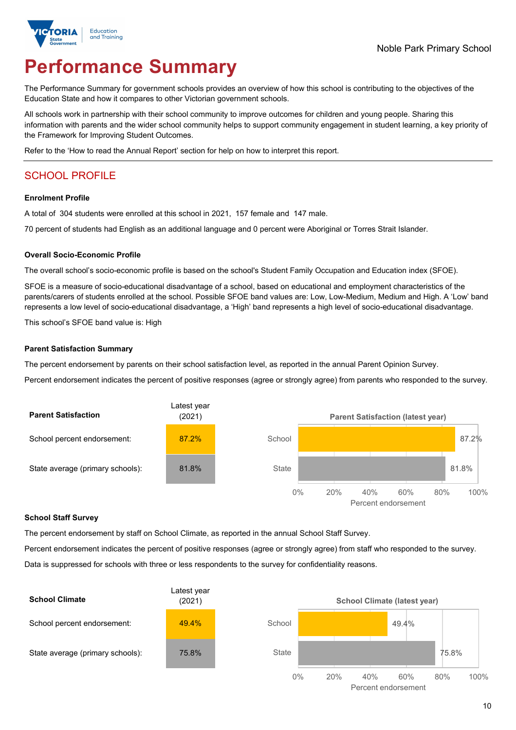Noble Park Primary School

# Performance Summary

The Performance Summary for government schools provides an overview of how this school is contributing to the objectives of the Education State and how it compares to other Victorian government schools.

All schools work in partnership with their school community to improve outcomes for children and young people. Sharing this information with parents and the wider school community helps to support community engagement in student learning, a key priority of the Framework for Improving Student Outcomes.

Refer to the 'How to read the Annual Report' section for help on how to interpret this report.

## SCHOOL PROFILE

### Enrolment Profile

A total of 304 students were enrolled at this school in 2021, 157 female and 147 male.

70 percent of students had English as an additional language and 0 percent were Aboriginal or Torres Strait Islander.

### Overall Socio-Economic Profile

The overall school's socio-economic profile is based on the school's Student Family Occupation and Education index (SFOE).

SFOE is a measure of socio-educational disadvantage of a school, based on educational and employment characteristics of the parents/carers of students enrolled at the school. Possible SFOE band values are: Low, Low-Medium, Medium and High. A 'Low' band represents a low level of socio-educational disadvantage, a 'High' band represents a high level of socio-educational disadvantage.

This school's SFOE band value is: High

### Parent Satisfaction Summary

The percent endorsement by parents on their school satisfaction level, as reported in the annual Parent Opinion Survey.

Percent endorsement indicates the percent of positive responses (agree or strongly agree) from parents who responded to the survey.

| Parent Satisfaction | Latest year (2021) |
|---|---|
| School percent endorsement: | 87.2% |
| State average (primary schools): | 81.8% |

**Parent Satisfaction (latest year)**

| | Percent endorsement |
|---|---|
| School | 87.2% |
| State | 81.8% |

### School Staff Survey

The percent endorsement by staff on School Climate, as reported in the annual School Staff Survey.

Percent endorsement indicates the percent of positive responses (agree or strongly agree) from staff who responded to the survey.

Data is suppressed for schools with three or less respondents to the survey for confidentiality reasons.

| School Climate | Latest year (2021) |
|---|---|
| School percent endorsement: | 49.4% |
| State average (primary schools): | 75.8% |

**School Climate (latest year)**

| | Percent endorsement |
|---|---|
| School | 49.4% |
| State | 75.8% |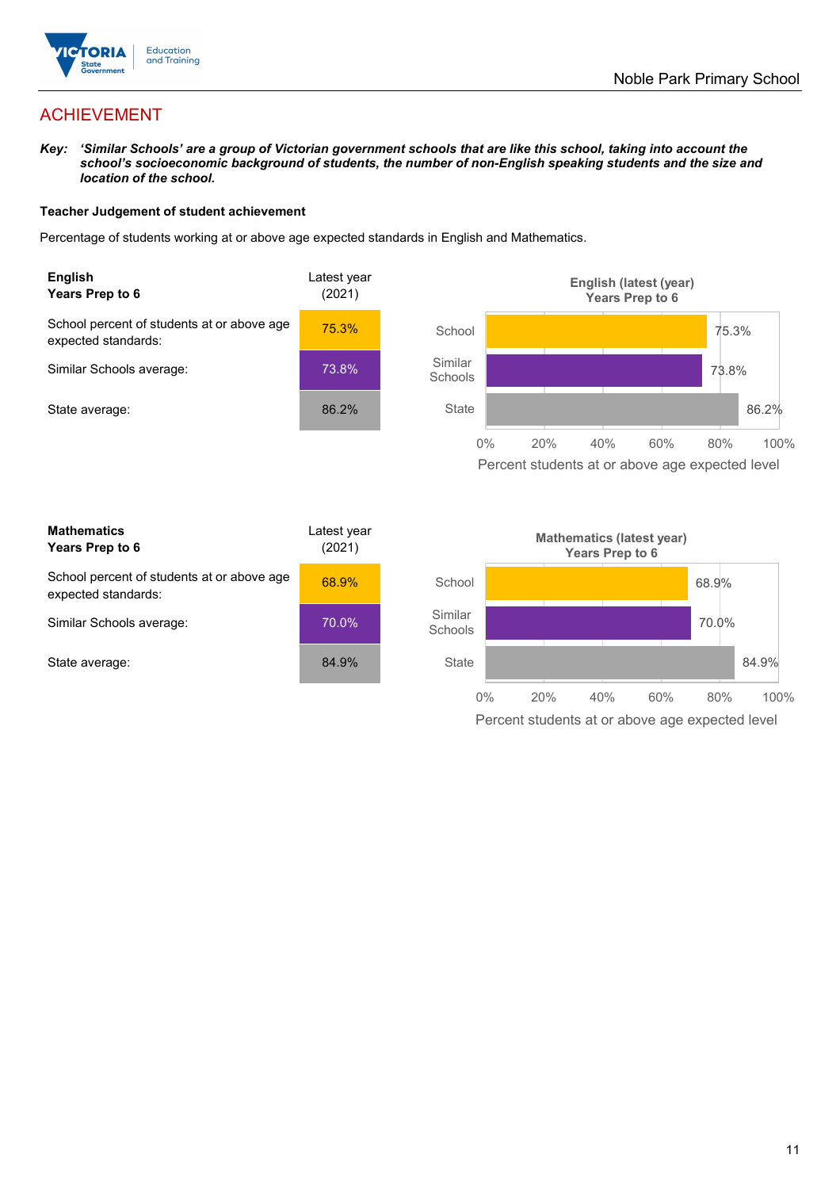Noble Park Primary School

# ACHIEVEMENT

***Key:** 'Similar Schools' are a group of Victorian government schools that are like this school, taking into account the school's socioeconomic background of students, the number of non-English speaking students and the size and location of the school.*

**Teacher Judgement of student achievement**

Percentage of students working at or above age expected standards in English and Mathematics.

| **English**<br>**Years Prep to 6** | Latest year (2021) |
|---|---|
| School percent of students at or above age expected standards: | 75.3% |
| Similar Schools average: | 73.8% |
| State average: | 86.2% |

English (latest (year)
Years Prep to 6

| | Percent students at or above age expected level |
|---|---|
| School | 75.3% |
| Similar Schools | 73.8% |
| State | 86.2% |

| **Mathematics**<br>**Years Prep to 6** | Latest year (2021) |
|---|---|
| School percent of students at or above age expected standards: | 68.9% |
| Similar Schools average: | 70.0% |
| State average: | 84.9% |

Mathematics (latest year)
Years Prep to 6

| | Percent students at or above age expected level |
|---|---|
| School | 68.9% |
| Similar Schools | 70.0% |
| State | 84.9% |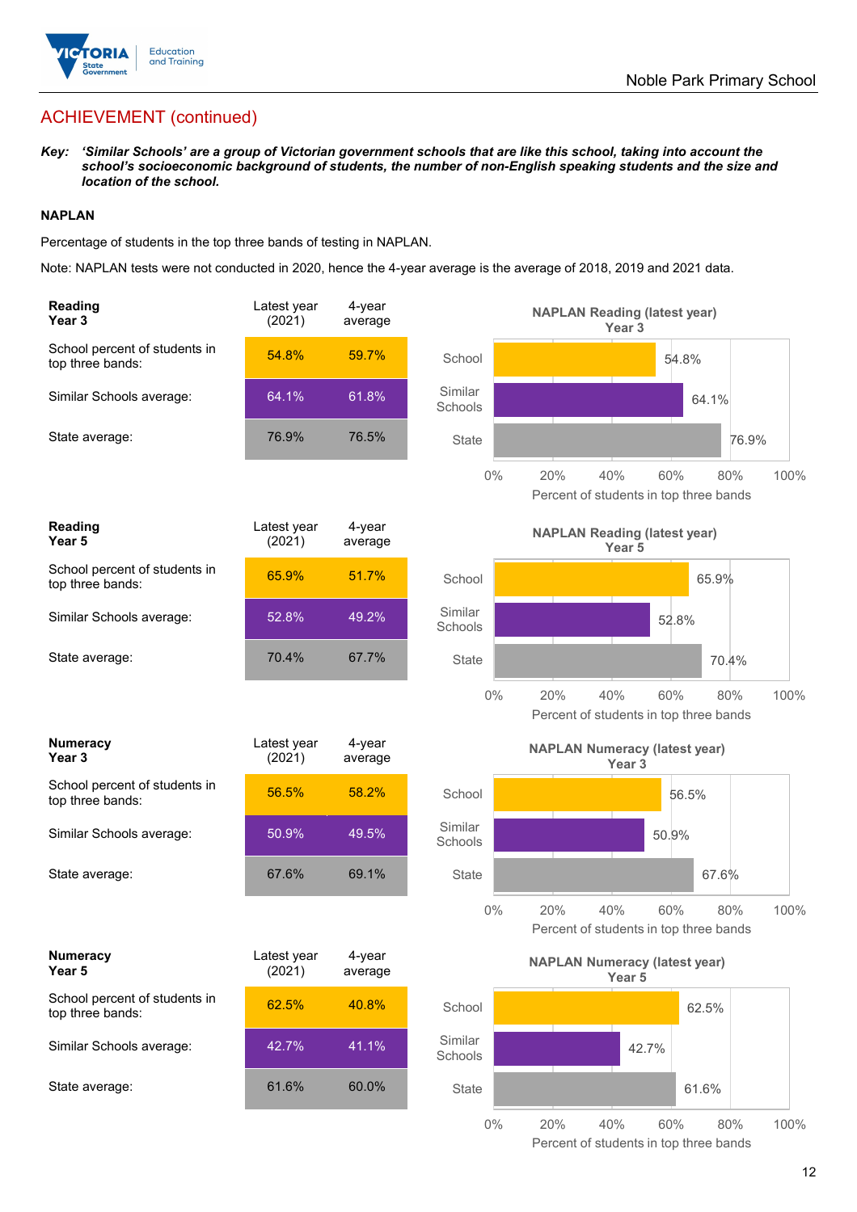## ACHIEVEMENT (continued)

***Key:*** ***'Similar Schools' are a group of Victorian government schools that are like this school, taking into account the school's socioeconomic background of students, the number of non-English speaking students and the size and location of the school.***

### NAPLAN

Percentage of students in the top three bands of testing in NAPLAN.

Note: NAPLAN tests were not conducted in 2020, hence the 4-year average is the average of 2018, 2019 and 2021 data.

| **Reading Year 3** | Latest year (2021) | 4-year average |
|---|---|---|
| School percent of students in top three bands: | 54.8% | 59.7% |
| Similar Schools average: | 64.1% | 61.8% |
| State average: | 76.9% | 76.5% |

**NAPLAN Reading (latest year) Year 3**

| | Percent of students in top three bands |
|---|---|
| School | 54.8% |
| Similar Schools | 64.1% |
| State | 76.9% |

| **Reading Year 5** | Latest year (2021) | 4-year average |
|---|---|---|
| School percent of students in top three bands: | 65.9% | 51.7% |
| Similar Schools average: | 52.8% | 49.2% |
| State average: | 70.4% | 67.7% |

**NAPLAN Reading (latest year) Year 5**

| | Percent of students in top three bands |
|---|---|
| School | 65.9% |
| Similar Schools | 52.8% |
| State | 70.4% |

| **Numeracy Year 3** | Latest year (2021) | 4-year average |
|---|---|---|
| School percent of students in top three bands: | 56.5% | 58.2% |
| Similar Schools average: | 50.9% | 49.5% |
| State average: | 67.6% | 69.1% |

**NAPLAN Numeracy (latest year) Year 3**

| | Percent of students in top three bands |
|---|---|
| School | 56.5% |
| Similar Schools | 50.9% |
| State | 67.6% |

| **Numeracy Year 5** | Latest year (2021) | 4-year average |
|---|---|---|
| School percent of students in top three bands: | 62.5% | 40.8% |
| Similar Schools average: | 42.7% | 41.1% |
| State average: | 61.6% | 60.0% |

**NAPLAN Numeracy (latest year) Year 5**

| | Percent of students in top three bands |
|---|---|
| School | 62.5% |
| Similar Schools | 42.7% |
| State | 61.6% |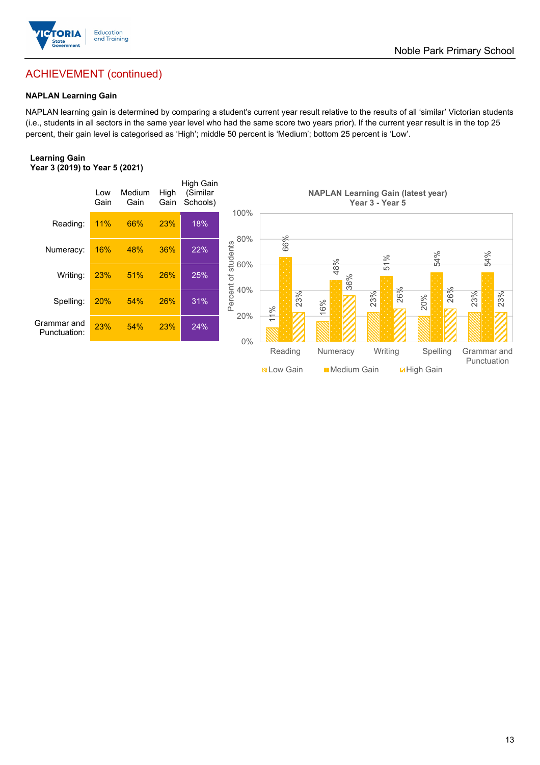## ACHIEVEMENT (continued)

### NAPLAN Learning Gain

NAPLAN learning gain is determined by comparing a student's current year result relative to the results of all 'similar' Victorian students (i.e., students in all sectors in the same year level who had the same score two years prior). If the current year result is in the top 25 percent, their gain level is categorised as 'High'; middle 50 percent is 'Medium'; bottom 25 percent is 'Low'.

**Learning Gain**
**Year 3 (2019) to Year 5 (2021)**

| | Low Gain | Medium Gain | High Gain | High Gain (Similar Schools) |
|---|---|---|---|---|
| Reading: | 11% | 66% | 23% | 18% |
| Numeracy: | 16% | 48% | 36% | 22% |
| Writing: | 23% | 51% | 26% | 25% |
| Spelling: | 20% | 54% | 26% | 31% |
| Grammar and Punctuation: | 23% | 54% | 23% | 24% |

**NAPLAN Learning Gain (latest year)**
**Year 3 - Year 5**

| | Low Gain | Medium Gain | High Gain |
|---|---|---|---|
| Reading | 11% | 66% | 23% |
| Numeracy | 16% | 48% | 36% |
| Writing | 23% | 51% | 26% |
| Spelling | 20% | 54% | 26% |
| Grammar and Punctuation | 23% | 54% | 23% |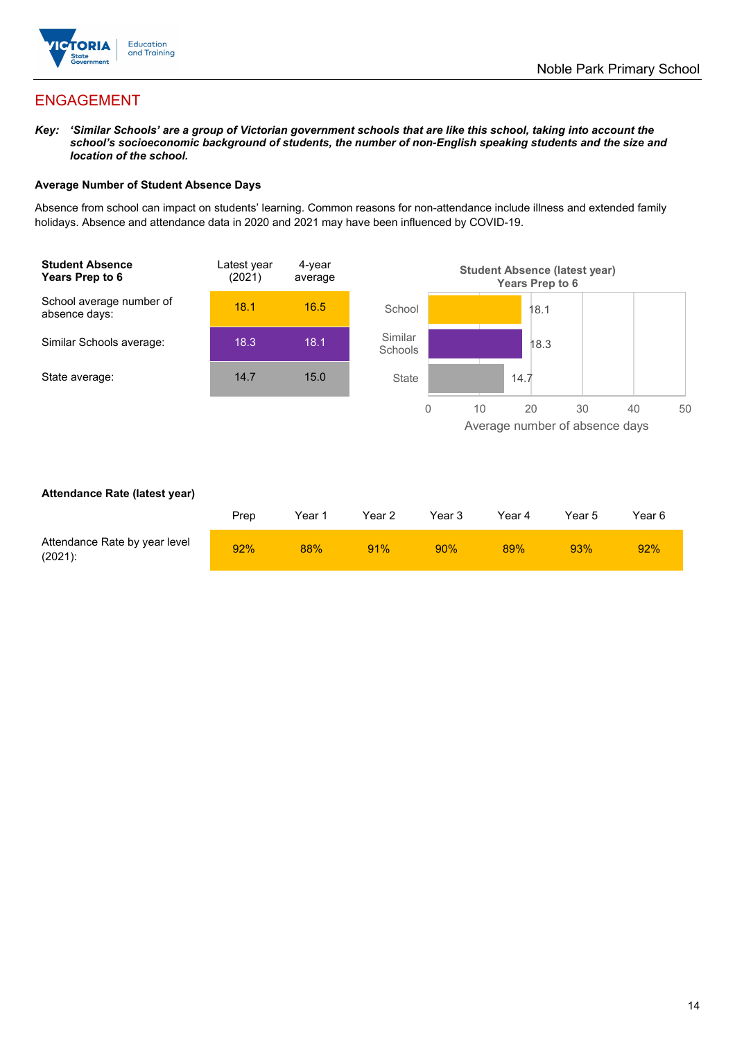## ENGAGEMENT

***Key:*** ***'Similar Schools' are a group of Victorian government schools that are like this school, taking into account the school's socioeconomic background of students, the number of non-English speaking students and the size and location of the school.***

**Average Number of Student Absence Days**

Absence from school can impact on students' learning. Common reasons for non-attendance include illness and extended family holidays. Absence and attendance data in 2020 and 2021 may have been influenced by COVID-19.

| **Student Absence Years Prep to 6** | Latest year (2021) | 4-year average |
|---|---|---|
| School average number of absence days: | 18.1 | 16.5 |
| Similar Schools average: | 18.3 | 18.1 |
| State average: | 14.7 | 15.0 |

**Student Absence (latest year) Years Prep to 6**

| | Average number of absence days |
|---|---|
| School | 18.1 |
| Similar Schools | 18.3 |
| State | 14.7 |

**Attendance Rate (latest year)**

| | Prep | Year 1 | Year 2 | Year 3 | Year 4 | Year 5 | Year 6 |
|---|---|---|---|---|---|---|---|
| Attendance Rate by year level (2021): | 92% | 88% | 91% | 90% | 89% | 93% | 92% |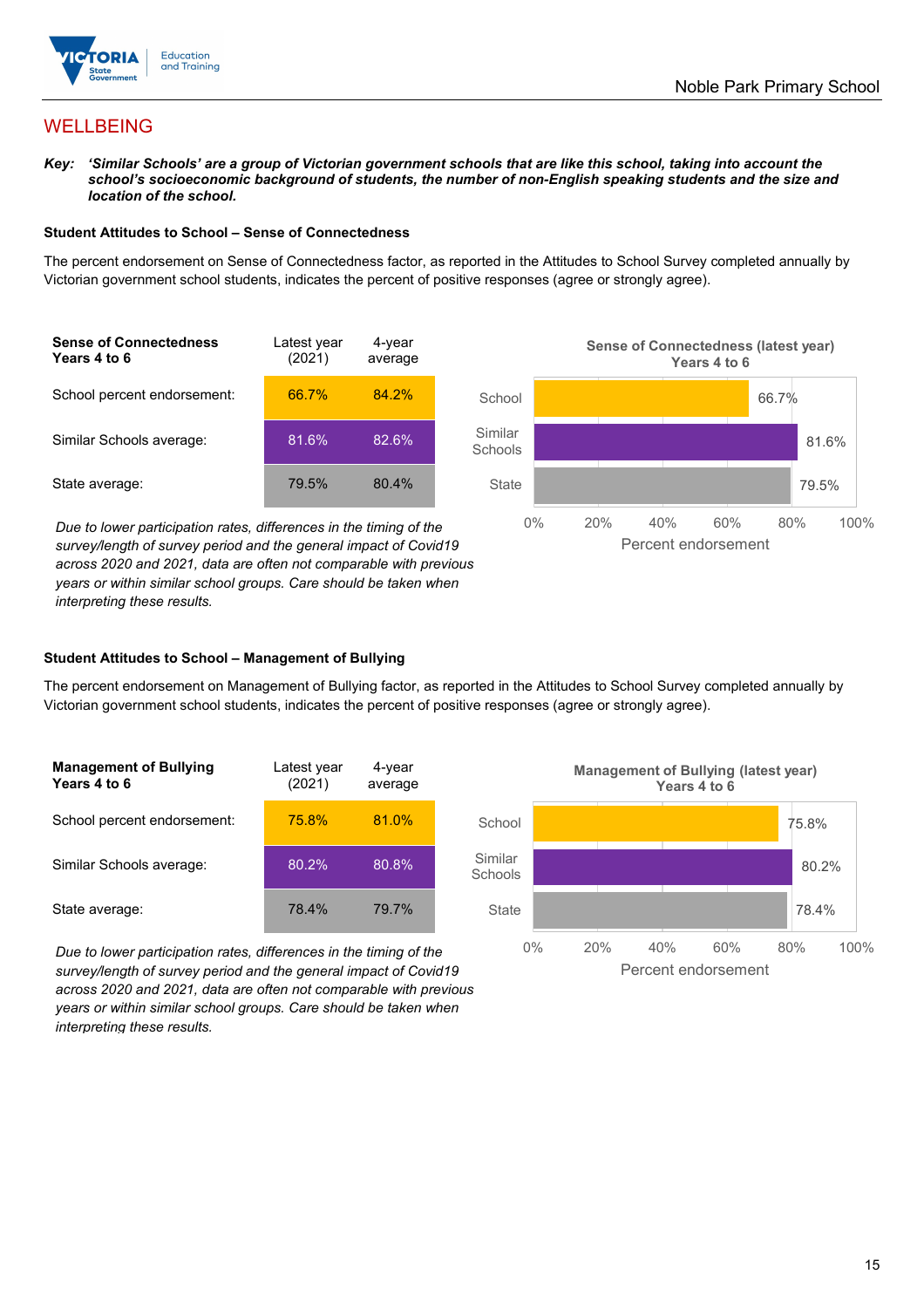## WELLBEING

***Key:* *'Similar Schools' are a group of Victorian government schools that are like this school, taking into account the school's socioeconomic background of students, the number of non-English speaking students and the size and location of the school.***

### Student Attitudes to School – Sense of Connectedness

The percent endorsement on Sense of Connectedness factor, as reported in the Attitudes to School Survey completed annually by Victorian government school students, indicates the percent of positive responses (agree or strongly agree).

| Sense of Connectedness Years 4 to 6 | Latest year (2021) | 4-year average |
|---|---|---|
| School percent endorsement: | 66.7% | 84.2% |
| Similar Schools average: | 81.6% | 82.6% |
| State average: | 79.5% | 80.4% |

*Due to lower participation rates, differences in the timing of the survey/length of survey period and the general impact of Covid19 across 2020 and 2021, data are often not comparable with previous years or within similar school groups. Care should be taken when interpreting these results.*

**Sense of Connectedness (latest year) Years 4 to 6**

| | Percent endorsement |
|---|---|
| School | 66.7% |
| Similar Schools | 81.6% |
| State | 79.5% |

### Student Attitudes to School – Management of Bullying

The percent endorsement on Management of Bullying factor, as reported in the Attitudes to School Survey completed annually by Victorian government school students, indicates the percent of positive responses (agree or strongly agree).

| Management of Bullying Years 4 to 6 | Latest year (2021) | 4-year average |
|---|---|---|
| School percent endorsement: | 75.8% | 81.0% |
| Similar Schools average: | 80.2% | 80.8% |
| State average: | 78.4% | 79.7% |

*Due to lower participation rates, differences in the timing of the survey/length of survey period and the general impact of Covid19 across 2020 and 2021, data are often not comparable with previous years or within similar school groups. Care should be taken when interpreting these results.*

**Management of Bullying (latest year) Years 4 to 6**

| | Percent endorsement |
|---|---|
| School | 75.8% |
| Similar Schools | 80.2% |
| State | 78.4% |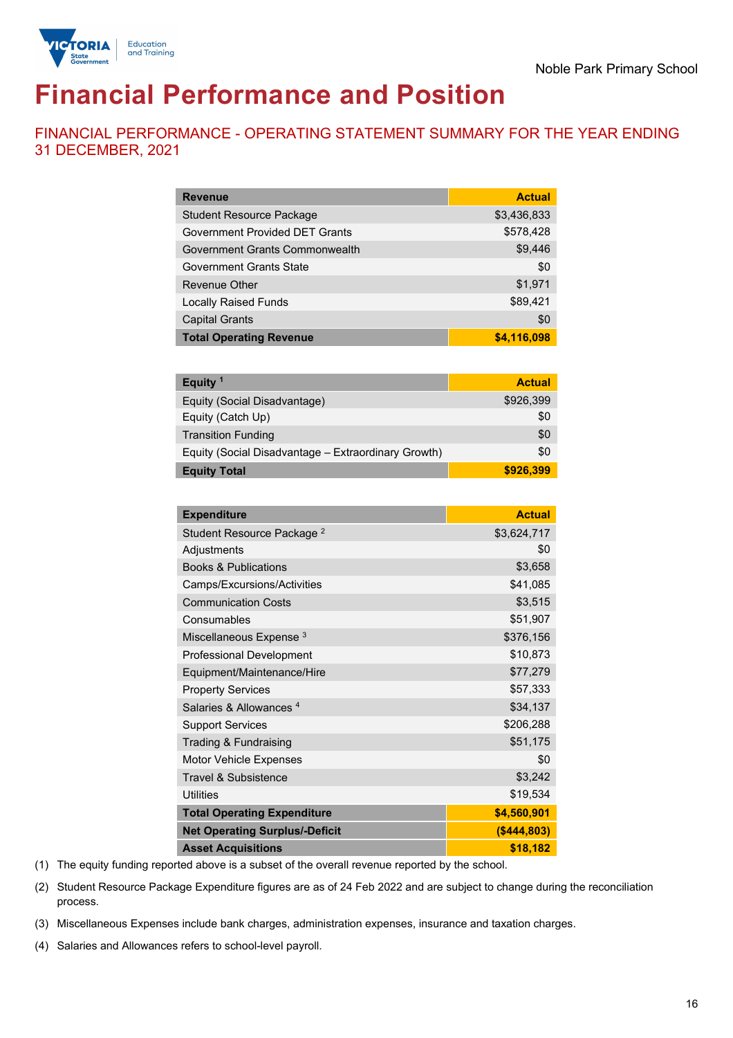Noble Park Primary School

# Financial Performance and Position

## FINANCIAL PERFORMANCE - OPERATING STATEMENT SUMMARY FOR THE YEAR ENDING 31 DECEMBER, 2021

| Revenue | Actual |
|---|---|
| Student Resource Package | $3,436,833 |
| Government Provided DET Grants | $578,428 |
| Government Grants Commonwealth | $9,446 |
| Government Grants State | $0 |
| Revenue Other | $1,971 |
| Locally Raised Funds | $89,421 |
| Capital Grants | $0 |
| **Total Operating Revenue** | **$4,116,098** |

| Equity [1] | Actual |
|---|---|
| Equity (Social Disadvantage) | $926,399 |
| Equity (Catch Up) | $0 |
| Transition Funding | $0 |
| Equity (Social Disadvantage – Extraordinary Growth) | $0 |
| **Equity Total** | **$926,399** |

| Expenditure | Actual |
|---|---|
| Student Resource Package [2] | $3,624,717 |
| Adjustments | $0 |
| Books & Publications | $3,658 |
| Camps/Excursions/Activities | $41,085 |
| Communication Costs | $3,515 |
| Consumables | $51,907 |
| Miscellaneous Expense [3] | $376,156 |
| Professional Development | $10,873 |
| Equipment/Maintenance/Hire | $77,279 |
| Property Services | $57,333 |
| Salaries & Allowances [4] | $34,137 |
| Support Services | $206,288 |
| Trading & Fundraising | $51,175 |
| Motor Vehicle Expenses | $0 |
| Travel & Subsistence | $3,242 |
| Utilities | $19,534 |
| **Total Operating Expenditure** | **$4,560,901** |
| **Net Operating Surplus/-Deficit** | **($444,803)** |
| **Asset Acquisitions** | **$18,182** |

(1) The equity funding reported above is a subset of the overall revenue reported by the school.

(2) Student Resource Package Expenditure figures are as of 24 Feb 2022 and are subject to change during the reconciliation process.

(3) Miscellaneous Expenses include bank charges, administration expenses, insurance and taxation charges.

(4) Salaries and Allowances refers to school-level payroll.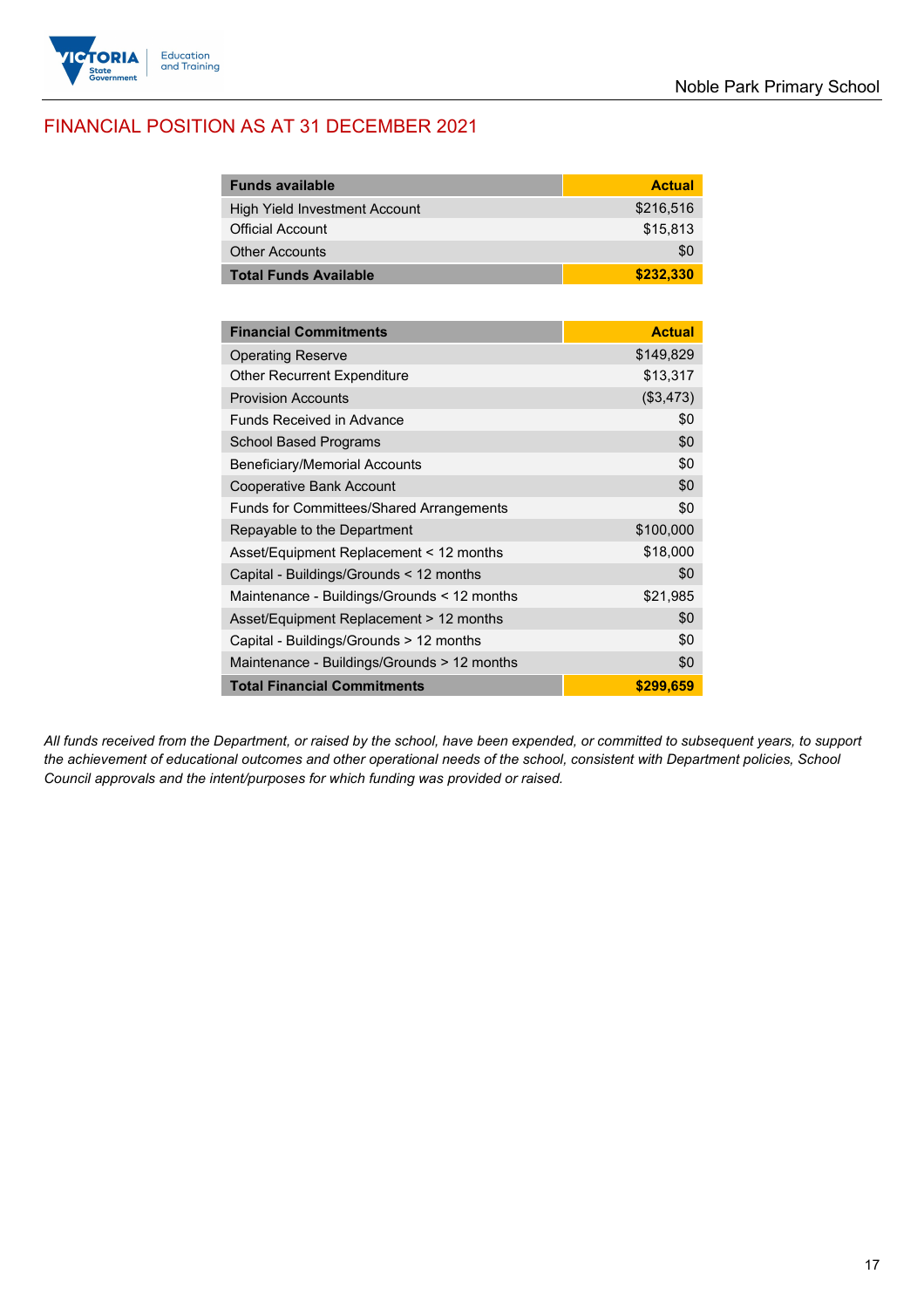# FINANCIAL POSITION AS AT 31 DECEMBER 2021

| Funds available | Actual |
|---|---|
| High Yield Investment Account | $216,516 |
| Official Account | $15,813 |
| Other Accounts | $0 |
| **Total Funds Available** | **$232,330** |

| Financial Commitments | Actual |
|---|---|
| Operating Reserve | $149,829 |
| Other Recurrent Expenditure | $13,317 |
| Provision Accounts | ($3,473) |
| Funds Received in Advance | $0 |
| School Based Programs | $0 |
| Beneficiary/Memorial Accounts | $0 |
| Cooperative Bank Account | $0 |
| Funds for Committees/Shared Arrangements | $0 |
| Repayable to the Department | $100,000 |
| Asset/Equipment Replacement < 12 months | $18,000 |
| Capital - Buildings/Grounds < 12 months | $0 |
| Maintenance - Buildings/Grounds < 12 months | $21,985 |
| Asset/Equipment Replacement > 12 months | $0 |
| Capital - Buildings/Grounds > 12 months | $0 |
| Maintenance - Buildings/Grounds > 12 months | $0 |
| **Total Financial Commitments** | **$299,659** |

*All funds received from the Department, or raised by the school, have been expended, or committed to subsequent years, to support the achievement of educational outcomes and other operational needs of the school, consistent with Department policies, School Council approvals and the intent/purposes for which funding was provided or raised.*